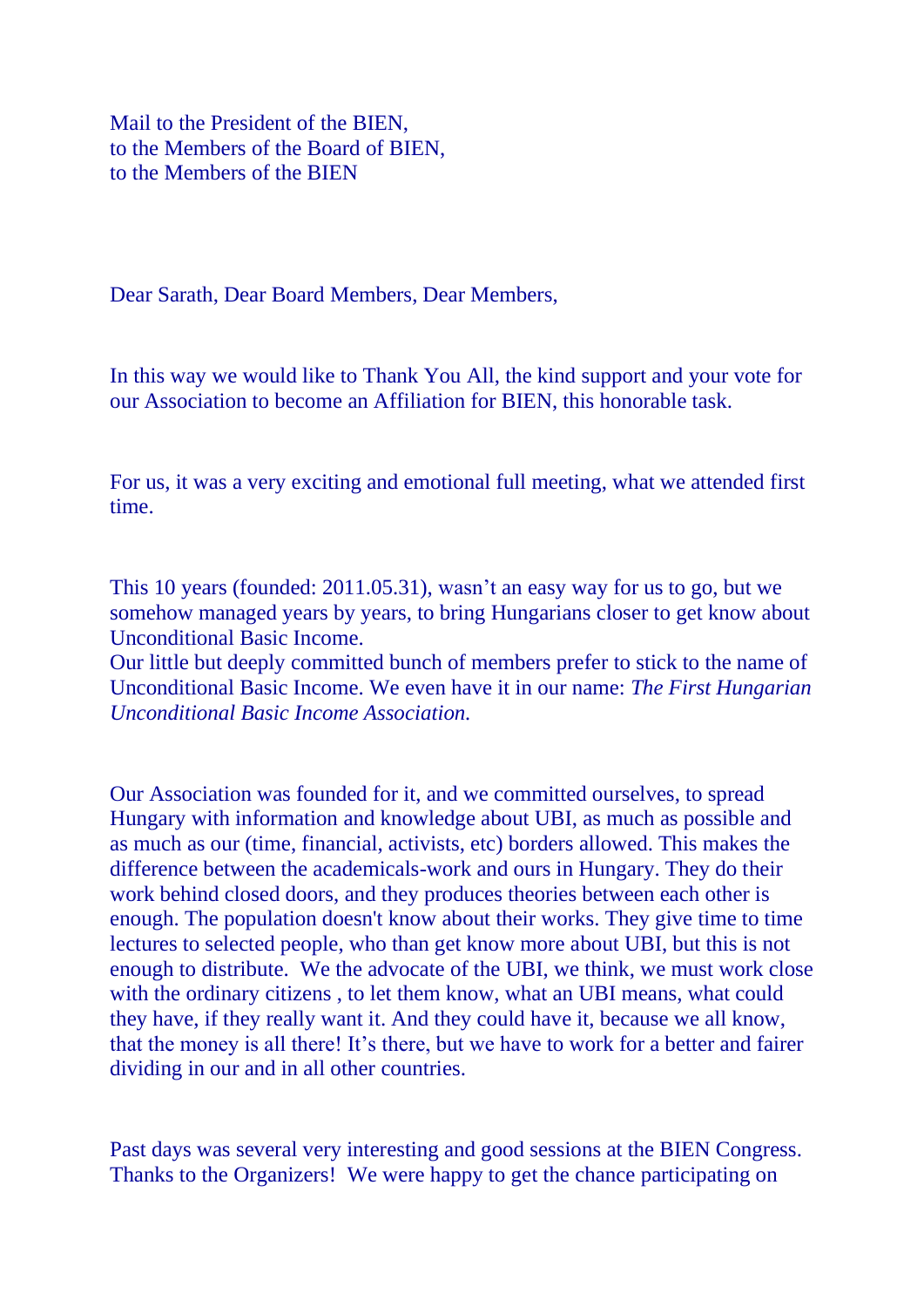Mail to the President of the BIEN,
to the Members of the Board of BIEN,
to the Members of the BIEN

Dear Sarath, Dear Board Members, Dear Members,

In this way we would like to Thank You All, the kind support and your vote for our Association to become an Affiliation for BIEN, this honorable task.

For us, it was a very exciting and emotional full meeting, what we attended first time.

This 10 years (founded: 2011.05.31), wasn't an easy way for us to go, but we somehow managed years by years, to bring Hungarians closer to get know about Unconditional Basic Income.
Our little but deeply committed bunch of members prefer to stick to the name of Unconditional Basic Income. We even have it in our name: *The First Hungarian Unconditional Basic Income Association.*

Our Association was founded for it, and we committed ourselves, to spread Hungary with information and knowledge about UBI, as much as possible and as much as our (time, financial, activists, etc) borders allowed. This makes the difference between the academicals-work and ours in Hungary. They do their work behind closed doors, and they produces theories between each other is enough. The population doesn't know about their works. They give time to time lectures to selected people, who than get know more about UBI, but this is not enough to distribute. We the advocate of the UBI, we think, we must work close with the ordinary citizens , to let them know, what an UBI means, what could they have, if they really want it. And they could have it, because we all know, that the money is all there! It's there, but we have to work for a better and fairer dividing in our and in all other countries.

Past days was several very interesting and good sessions at the BIEN Congress. Thanks to the Organizers! We were happy to get the chance participating on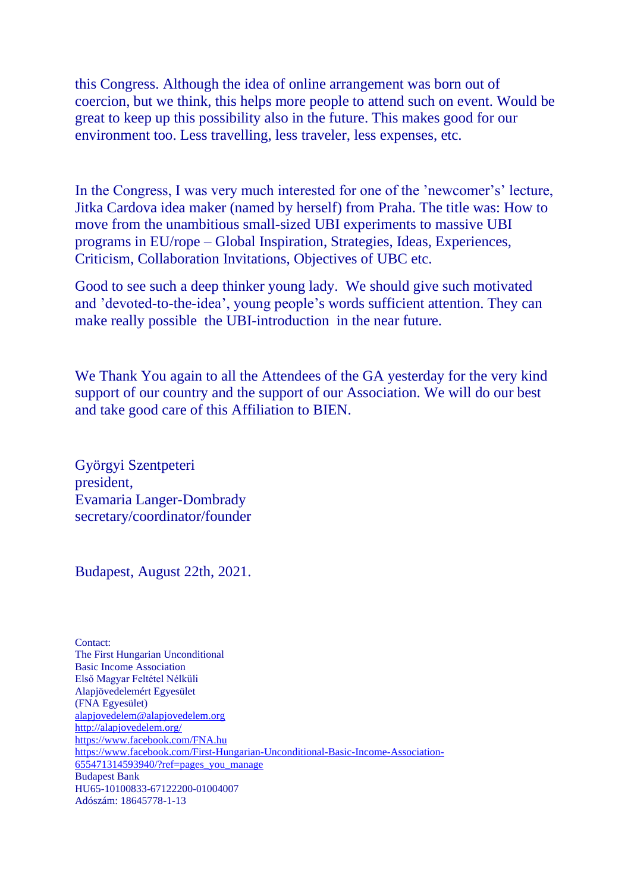this Congress. Although the idea of online arrangement was born out of coercion, but we think, this helps more people to attend such on event. Would be great to keep up this possibility also in the future. This makes good for our environment too. Less travelling, less traveler, less expenses, etc.

In the Congress, I was very much interested for one of the 'newcomer's' lecture, Jitka Cardova idea maker (named by herself) from Praha. The title was: How to move from the unambitious small-sized UBI experiments to massive UBI programs in EU/rope – Global Inspiration, Strategies, Ideas, Experiences, Criticism, Collaboration Invitations, Objectives of UBC etc.

Good to see such a deep thinker young lady. We should give such motivated and 'devoted-to-the-idea', young people's words sufficient attention. They can make really possible the UBI-introduction in the near future.

We Thank You again to all the Attendees of the GA yesterday for the very kind support of our country and the support of our Association. We will do our best and take good care of this Affiliation to BIEN.

Györgyi Szentpeteri  
president,  
Evamaria Langer-Dombrady  
secretary/coordinator/founder

Budapest, August 22th, 2021.

Contact:  
The First Hungarian Unconditional  
Basic Income Association  
Első Magyar Feltétel Nélküli  
Alapjövedelemért Egyesület  
(FNA Egyesület)  
alapjovedelem@alapjovedelem.org  
http://alapjovedelem.org/  
https://www.facebook.com/FNA.hu  
https://www.facebook.com/First-Hungarian-Unconditional-Basic-Income-Association-655471314593940/?ref=pages_you_manage  
Budapest Bank  
HU65-10100833-67122200-01004007  
Adószám: 18645778-1-13